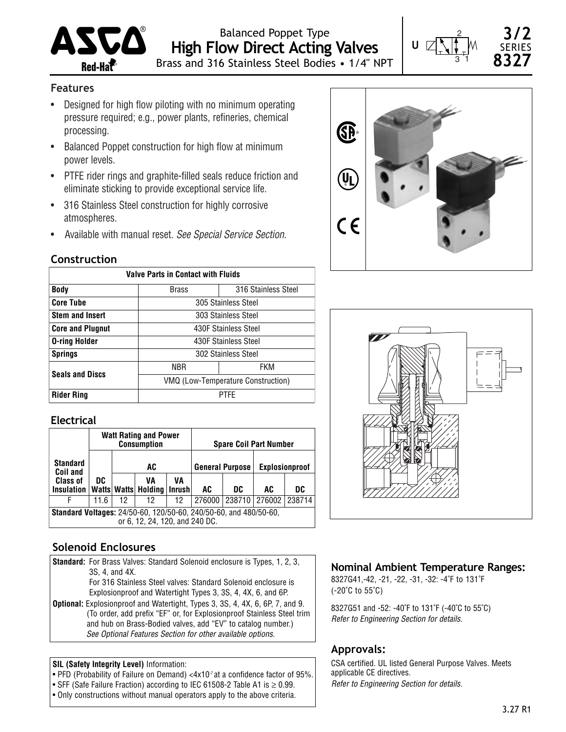# Balanced Poppet Type High Flow Direct Acting Valves

Brass and 316 Stainless Steel Bodies • 1/4" NPT

**3/2 SERIES 8327**

## Features

- Designed for high flow piloting with no minimum operating pressure required; e.g., power plants, refineries, chemical processing.
- Balanced Poppet construction for high flow at minimum power levels.
- PTFE rider rings and graphite-filled seals reduce friction and eliminate sticking to provide exceptional service life.
- 316 Stainless Steel construction for highly corrosive atmospheres.
- Available with manual reset. *See Special Service Section.*

## Construction

| Valve Parts in Contact with Fluids | | |
|---|---|---|
| **Body** | Brass | 316 Stainless Steel |
| **Core Tube** | 305 Stainless Steel | |
| **Stem and Insert** | 303 Stainless Steel | |
| **Core and Plugnut** | 430F Stainless Steel | |
| **O-ring Holder** | 430F Stainless Steel | |
| **Springs** | 302 Stainless Steel | |
| **Seals and Discs** | NBR | FKM |
| | VMQ (Low-Temperature Construction) | |
| **Rider Ring** | PTFE | |

## Electrical

| Standard Coil and Class of Insulation | Watt Rating and Power Consumption | | | | Spare Coil Part Number | | | |
|---|---|---|---|---|---|---|---|---|
| | DC | AC | | | General Purpose | | Explosionproof | |
| | DC Watts | Watts | VA Holding | VA Inrush | AC | DC | AC | DC |
| F | 11.6 | 12 | 12 | 12 | 276000 | 238710 | 276002 | 238714 |

**Standard Voltages:** 24/50-60, 120/50-60, 240/50-60, and 480/50-60, or 6, 12, 24, 120, and 240 DC.

## Solenoid Enclosures

**Standard:** For Brass Valves: Standard Solenoid enclosure is Types, 1, 2, 3, 3S, 4, and 4X.
For 316 Stainless Steel valves: Standard Solenoid enclosure is Explosionproof and Watertight Types 3, 3S, 4, 4X, 6, and 6P.

**Optional:** Explosionproof and Watertight, Types 3, 3S, 4, 4X, 6, 6P, 7, and 9. (To order, add prefix "EF" or, for Explosionproof Stainless Steel trim and hub on Brass-Bodied valves, add "EV" to catalog number.)
*See Optional Features Section for other available options.*

**SIL (Safety Integrity Level)** Information:

- PFD (Probability of Failure on Demand) $<4x10^{-7}$ at a confidence factor of 95%.
- SFF (Safe Failure Fraction) according to IEC 61508-2 Table A1 is $\geq 0.99$.
- Only constructions without manual operators apply to the above criteria.

## Nominal Ambient Temperature Ranges:

8327G41,-42, -21, -22, -31, -32: -4˚F to 131˚F (-20˚C to 55˚C)

8327G51 and -52: -40˚F to 131˚F (-40˚C to 55˚C)
*Refer to Engineering Section for details.*

## Approvals:

CSA certified. UL listed General Purpose Valves. Meets applicable CE directives.
*Refer to Engineering Section for details.*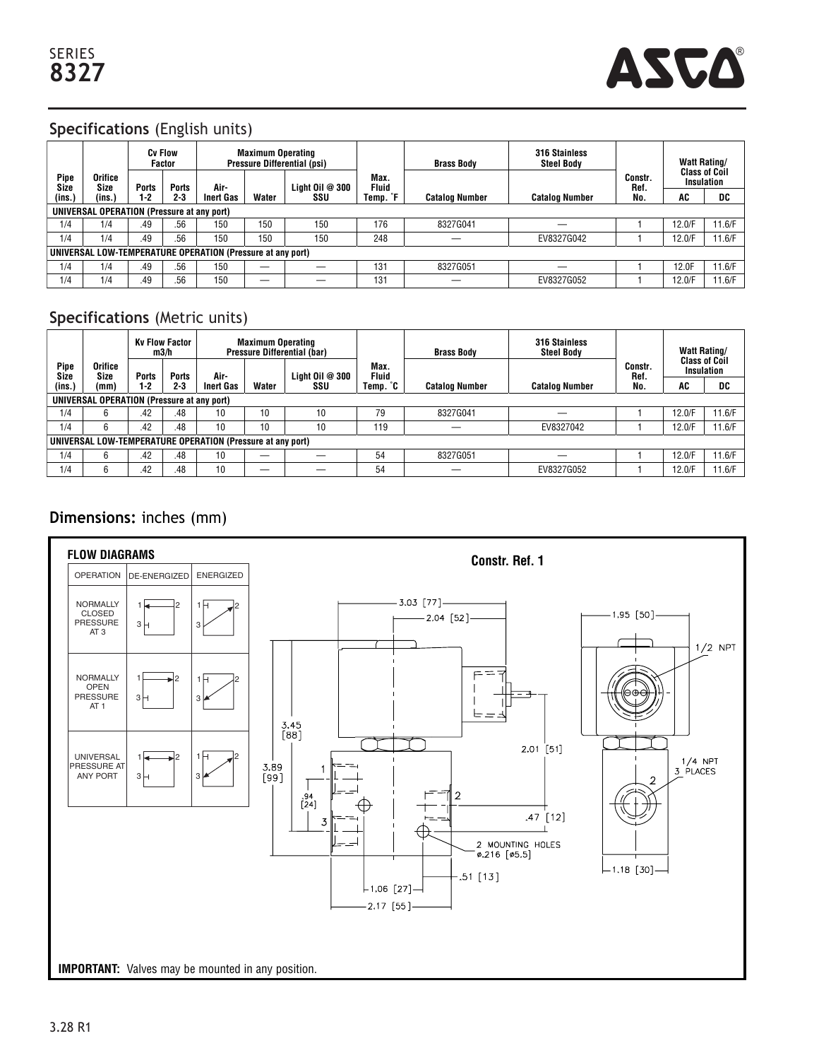# SERIES 8327

## Specifications (English units)

| Pipe Size (ins.) | Orifice Size (ins.) | Cv Flow Factor | | Maximum Operating Pressure Differential (psi) | | | Max. Fluid Temp. °F | Brass Body | 316 Stainless Steel Body | Constr. Ref. No. | Watt Rating/ Class of Coil Insulation | |
|---|---|---|---|---|---|---|---|---|---|---|---|---|
| | | Ports 1-2 | Ports 2-3 | Air-Inert Gas | Water | Light Oil @ 300 SSU | | Catalog Number | Catalog Number | | AC | DC |
| **UNIVERSAL OPERATION (Pressure at any port)** | | | | | | | | | | | | |
| 1/4 | 1/4 | .49 | .56 | 150 | 150 | 150 | 176 | 8327G041 | — | 1 | 12.0/F | 11.6/F |
| 1/4 | 1/4 | .49 | .56 | 150 | 150 | 150 | 248 | — | EV8327G042 | 1 | 12.0/F | 11.6/F |
| **UNIVERSAL LOW-TEMPERATURE OPERATION (Pressure at any port)** | | | | | | | | | | | | |
| 1/4 | 1/4 | .49 | .56 | 150 | — | — | 131 | 8327G051 | — | 1 | 12.0F | 11.6/F |
| 1/4 | 1/4 | .49 | .56 | 150 | — | — | 131 | — | EV8327G052 | 1 | 12.0/F | 11.6/F |

## Specifications (Metric units)

| Pipe Size (ins.) | Orifice Size (mm) | Kv Flow Factor m3/h | | Maximum Operating Pressure Differential (bar) | | | Max. Fluid Temp. °C | Brass Body | 316 Stainless Steel Body | Constr. Ref. No. | Watt Rating/ Class of Coil Insulation | |
|---|---|---|---|---|---|---|---|---|---|---|---|---|
| | | Ports 1-2 | Ports 2-3 | Air-Inert Gas | Water | Light Oil @ 300 SSU | | Catalog Number | Catalog Number | | AC | DC |
| **UNIVERSAL OPERATION (Pressure at any port)** | | | | | | | | | | | | |
| 1/4 | 6 | .42 | .48 | 10 | 10 | 10 | 79 | 8327G041 | — | 1 | 12.0/F | 11.6/F |
| 1/4 | 6 | .42 | .48 | 10 | 10 | 10 | 119 | — | EV8327042 | 1 | 12.0/F | 11.6/F |
| **UNIVERSAL LOW-TEMPERATURE OPERATION (Pressure at any port)** | | | | | | | | | | | | |
| 1/4 | 6 | .42 | .48 | 10 | — | — | 54 | 8327G051 | — | 1 | 12.0/F | 11.6/F |
| 1/4 | 6 | .42 | .48 | 10 | — | — | 54 | — | EV8327G052 | 1 | 12.0/F | 11.6/F |

## Dimensions: inches (mm)

**FLOW DIAGRAMS**

| OPERATION | DE-ENERGIZED | ENERGIZED |
|---|---|---|
| NORMALLY CLOSED PRESSURE AT 3 | | |
| NORMALLY OPEN PRESSURE AT 1 | | |
| UNIVERSAL PRESSURE AT ANY PORT | | |

**Constr. Ref. 1**

3.03 [77]
2.04 [52]
1.95 [50]
1/2 NPT
3.45 [88]
3.89 [99]
2.01 [51]
1/4 NPT 3 PLACES
.94 [24]
.47 [12]
2 MOUNTING HOLES ø.216 [ø5.5]
.51 [13]
1.06 [27]
2.17 [55]
1.18 [30]
1
2
3

**IMPORTANT:** Valves may be mounted in any position.